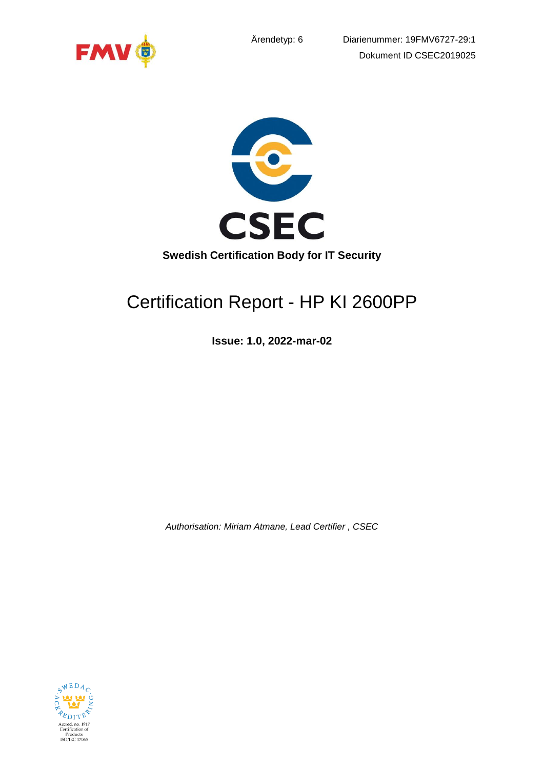Ärendetyp: 6 Diarienummer: 19FMV6727-29:1

Dokument ID CSEC2019025

CSEC

**Swedish Certification Body for IT Security**

# Certification Report - HP KI 2600PP

**Issue: 1.0, 2022-mar-02**

*Authorisation: Miriam Atmane, Lead Certifier , CSEC*

Accred. no. 1917
Certification of
Products
ISO/IEC 17065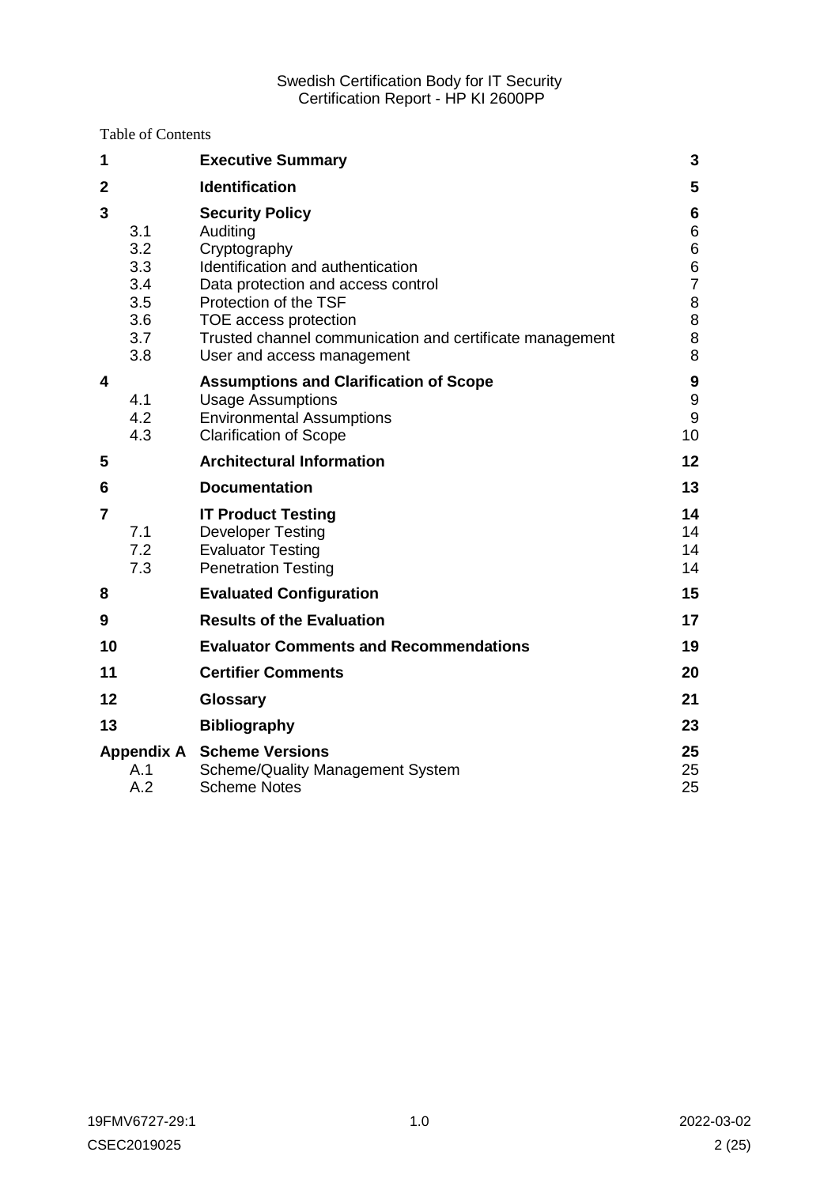Table of Contents

| | | | |
|---|---|---|---|
| **1** | | **Executive Summary** | **3** |
| **2** | | **Identification** | **5** |
| **3** | | **Security Policy** | **6** |
| | 3.1 | Auditing | 6 |
| | 3.2 | Cryptography | 6 |
| | 3.3 | Identification and authentication | 6 |
| | 3.4 | Data protection and access control | 7 |
| | 3.5 | Protection of the TSF | 8 |
| | 3.6 | TOE access protection | 8 |
| | 3.7 | Trusted channel communication and certificate management | 8 |
| | 3.8 | User and access management | 8 |
| **4** | | **Assumptions and Clarification of Scope** | **9** |
| | 4.1 | Usage Assumptions | 9 |
| | 4.2 | Environmental Assumptions | 9 |
| | 4.3 | Clarification of Scope | 10 |
| **5** | | **Architectural Information** | **12** |
| **6** | | **Documentation** | **13** |
| **7** | | **IT Product Testing** | **14** |
| | 7.1 | Developer Testing | 14 |
| | 7.2 | Evaluator Testing | 14 |
| | 7.3 | Penetration Testing | 14 |
| **8** | | **Evaluated Configuration** | **15** |
| **9** | | **Results of the Evaluation** | **17** |
| **10** | | **Evaluator Comments and Recommendations** | **19** |
| **11** | | **Certifier Comments** | **20** |
| **12** | | **Glossary** | **21** |
| **13** | | **Bibliography** | **23** |
| **Appendix A** | | **Scheme Versions** | **25** |
| | A.1 | Scheme/Quality Management System | 25 |
| | A.2 | Scheme Notes | 25 |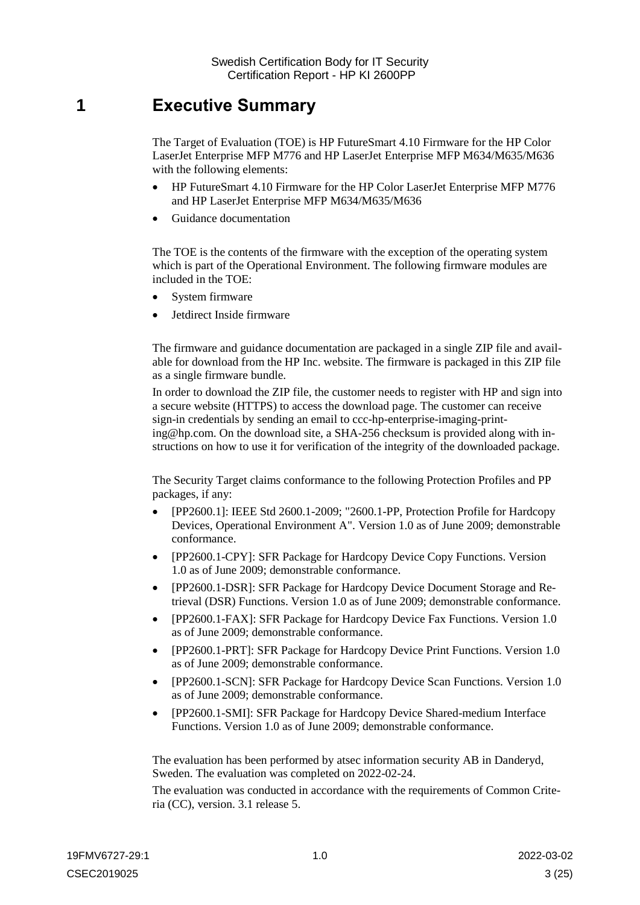# 1 Executive Summary

The Target of Evaluation (TOE) is HP FutureSmart 4.10 Firmware for the HP Color LaserJet Enterprise MFP M776 and HP LaserJet Enterprise MFP M634/M635/M636 with the following elements:

- HP FutureSmart 4.10 Firmware for the HP Color LaserJet Enterprise MFP M776 and HP LaserJet Enterprise MFP M634/M635/M636
- Guidance documentation

The TOE is the contents of the firmware with the exception of the operating system which is part of the Operational Environment. The following firmware modules are included in the TOE:

- System firmware
- Jetdirect Inside firmware

The firmware and guidance documentation are packaged in a single ZIP file and available for download from the HP Inc. website. The firmware is packaged in this ZIP file as a single firmware bundle.

In order to download the ZIP file, the customer needs to register with HP and sign into a secure website (HTTPS) to access the download page. The customer can receive sign-in credentials by sending an email to ccc-hp-enterprise-imaging-printing@hp.com. On the download site, a SHA-256 checksum is provided along with instructions on how to use it for verification of the integrity of the downloaded package.

The Security Target claims conformance to the following Protection Profiles and PP packages, if any:

- [PP2600.1]: IEEE Std 2600.1-2009; "2600.1-PP, Protection Profile for Hardcopy Devices, Operational Environment A". Version 1.0 as of June 2009; demonstrable conformance.
- [PP2600.1-CPY]: SFR Package for Hardcopy Device Copy Functions. Version 1.0 as of June 2009; demonstrable conformance.
- [PP2600.1-DSR]: SFR Package for Hardcopy Device Document Storage and Retrieval (DSR) Functions. Version 1.0 as of June 2009; demonstrable conformance.
- [PP2600.1-FAX]: SFR Package for Hardcopy Device Fax Functions. Version 1.0 as of June 2009; demonstrable conformance.
- [PP2600.1-PRT]: SFR Package for Hardcopy Device Print Functions. Version 1.0 as of June 2009; demonstrable conformance.
- [PP2600.1-SCN]: SFR Package for Hardcopy Device Scan Functions. Version 1.0 as of June 2009; demonstrable conformance.
- [PP2600.1-SMI]: SFR Package for Hardcopy Device Shared-medium Interface Functions. Version 1.0 as of June 2009; demonstrable conformance.

The evaluation has been performed by atsec information security AB in Danderyd, Sweden. The evaluation was completed on 2022-02-24.

The evaluation was conducted in accordance with the requirements of Common Criteria (CC), version. 3.1 release 5.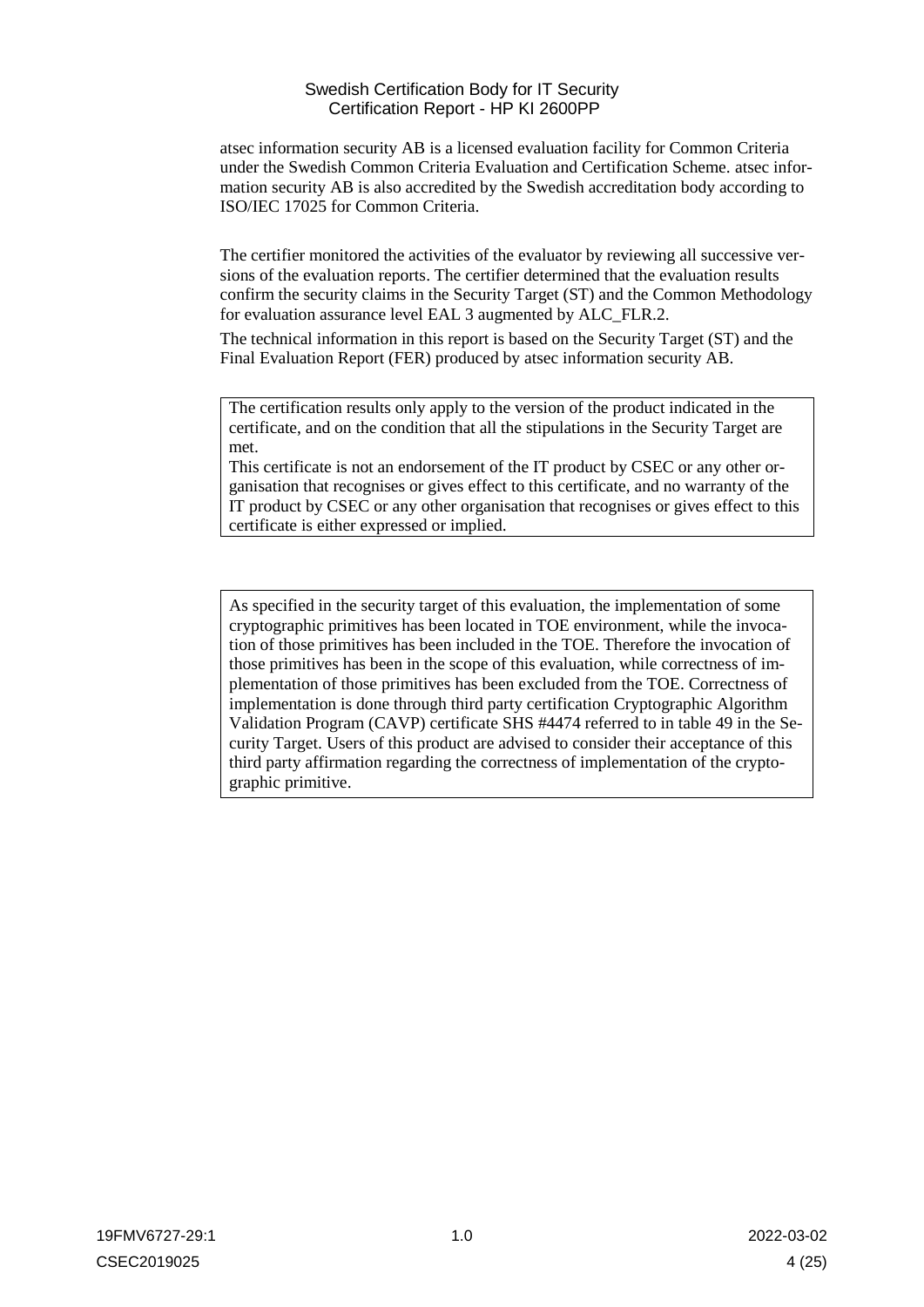atsec information security AB is a licensed evaluation facility for Common Criteria under the Swedish Common Criteria Evaluation and Certification Scheme. atsec information security AB is also accredited by the Swedish accreditation body according to ISO/IEC 17025 for Common Criteria.

The certifier monitored the activities of the evaluator by reviewing all successive versions of the evaluation reports. The certifier determined that the evaluation results confirm the security claims in the Security Target (ST) and the Common Methodology for evaluation assurance level EAL 3 augmented by ALC_FLR.2.

The technical information in this report is based on the Security Target (ST) and the Final Evaluation Report (FER) produced by atsec information security AB.

The certification results only apply to the version of the product indicated in the certificate, and on the condition that all the stipulations in the Security Target are met.
This certificate is not an endorsement of the IT product by CSEC or any other organisation that recognises or gives effect to this certificate, and no warranty of the IT product by CSEC or any other organisation that recognises or gives effect to this certificate is either expressed or implied.

As specified in the security target of this evaluation, the implementation of some cryptographic primitives has been located in TOE environment, while the invocation of those primitives has been included in the TOE. Therefore the invocation of those primitives has been in the scope of this evaluation, while correctness of implementation of those primitives has been excluded from the TOE. Correctness of implementation is done through third party certification Cryptographic Algorithm Validation Program (CAVP) certificate SHS #4474 referred to in table 49 in the Security Target. Users of this product are advised to consider their acceptance of this third party affirmation regarding the correctness of implementation of the cryptographic primitive.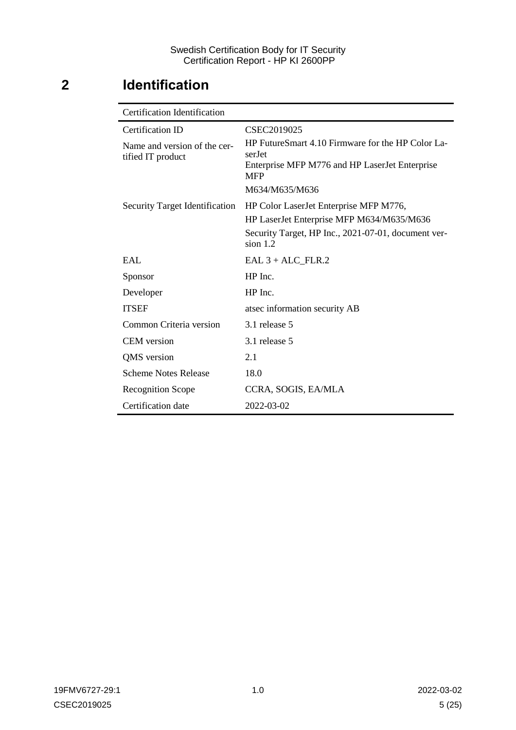# 2 Identification

| Certification Identification | |
|---|---|
| Certification ID | CSEC2019025 |
| Name and version of the certified IT product | HP FutureSmart 4.10 Firmware for the HP Color LaserJet Enterprise MFP M776 and HP LaserJet Enterprise MFP M634/M635/M636 |
| Security Target Identification | HP Color LaserJet Enterprise MFP M776, HP LaserJet Enterprise MFP M634/M635/M636 Security Target, HP Inc., 2021-07-01, document version 1.2 |
| EAL | EAL 3 + ALC_FLR.2 |
| Sponsor | HP Inc. |
| Developer | HP Inc. |
| ITSEF | atsec information security AB |
| Common Criteria version | 3.1 release 5 |
| CEM version | 3.1 release 5 |
| QMS version | 2.1 |
| Scheme Notes Release | 18.0 |
| Recognition Scope | CCRA, SOGIS, EA/MLA |
| Certification date | 2022-03-02 |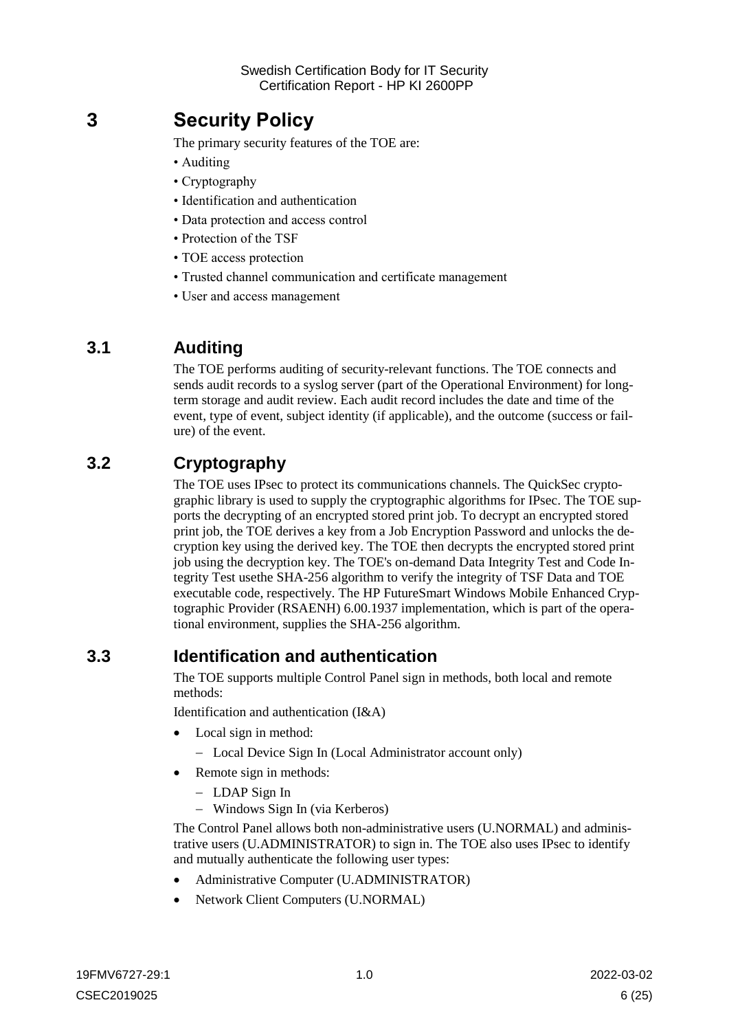# 3 Security Policy

The primary security features of the TOE are:

- Auditing
- Cryptography
- Identification and authentication
- Data protection and access control
- Protection of the TSF
- TOE access protection
- Trusted channel communication and certificate management
- User and access management

## 3.1 Auditing

The TOE performs auditing of security-relevant functions. The TOE connects and sends audit records to a syslog server (part of the Operational Environment) for long-term storage and audit review. Each audit record includes the date and time of the event, type of event, subject identity (if applicable), and the outcome (success or failure) of the event.

## 3.2 Cryptography

The TOE uses IPsec to protect its communications channels. The QuickSec cryptographic library is used to supply the cryptographic algorithms for IPsec. The TOE supports the decrypting of an encrypted stored print job. To decrypt an encrypted stored print job, the TOE derives a key from a Job Encryption Password and unlocks the decryption key using the derived key. The TOE then decrypts the encrypted stored print job using the decryption key. The TOE's on-demand Data Integrity Test and Code Integrity Test usethe SHA-256 algorithm to verify the integrity of TSF Data and TOE executable code, respectively. The HP FutureSmart Windows Mobile Enhanced Cryptographic Provider (RSAENH) 6.00.1937 implementation, which is part of the operational environment, supplies the SHA-256 algorithm.

## 3.3 Identification and authentication

The TOE supports multiple Control Panel sign in methods, both local and remote methods:

Identification and authentication (I&A)

- Local sign in method:
  - Local Device Sign In (Local Administrator account only)
- Remote sign in methods:
  - LDAP Sign In
  - Windows Sign In (via Kerberos)

The Control Panel allows both non-administrative users (U.NORMAL) and administrative users (U.ADMINISTRATOR) to sign in. The TOE also uses IPsec to identify and mutually authenticate the following user types:

- Administrative Computer (U.ADMINISTRATOR)
- Network Client Computers (U.NORMAL)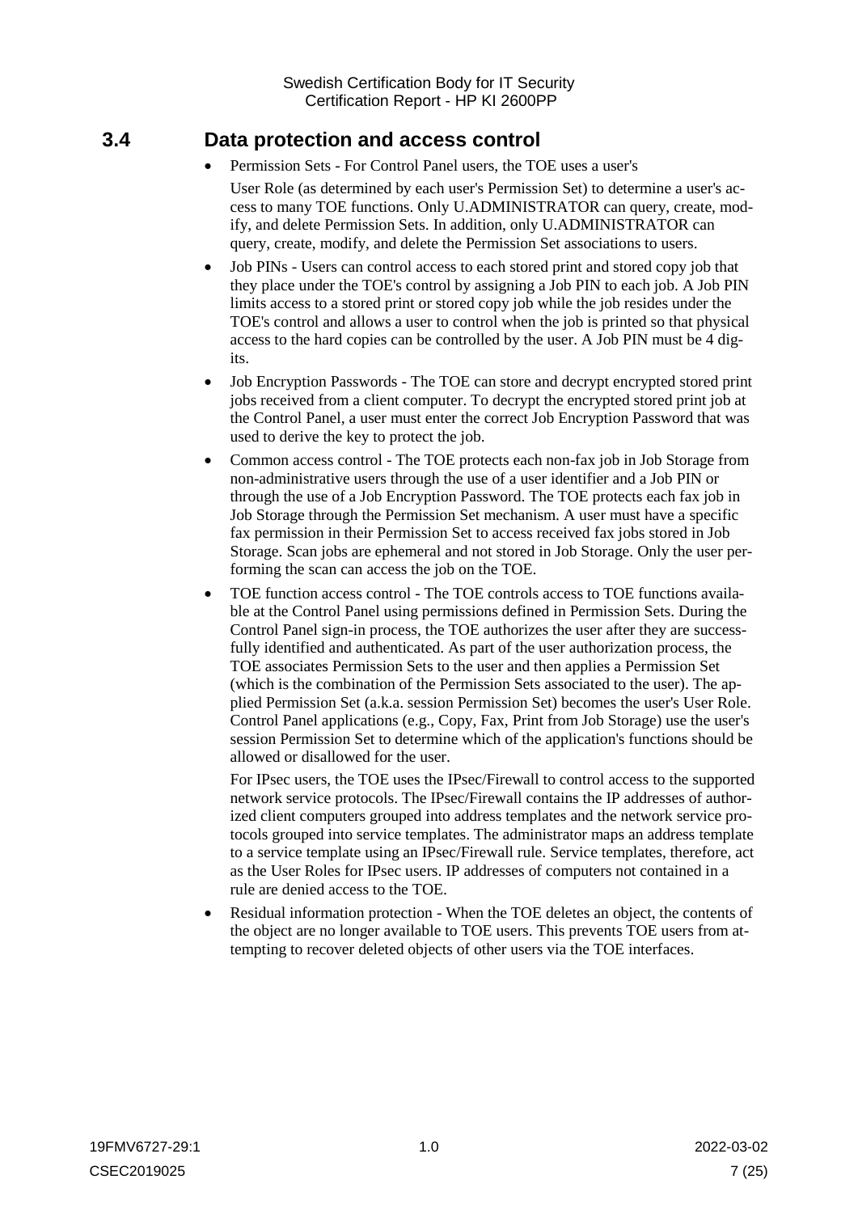## 3.4 Data protection and access control

- Permission Sets - For Control Panel users, the TOE uses a user's

  User Role (as determined by each user's Permission Set) to determine a user's access to many TOE functions. Only U.ADMINISTRATOR can query, create, modify, and delete Permission Sets. In addition, only U.ADMINISTRATOR can query, create, modify, and delete the Permission Set associations to users.
- Job PINs - Users can control access to each stored print and stored copy job that they place under the TOE's control by assigning a Job PIN to each job. A Job PIN limits access to a stored print or stored copy job while the job resides under the TOE's control and allows a user to control when the job is printed so that physical access to the hard copies can be controlled by the user. A Job PIN must be 4 digits.
- Job Encryption Passwords - The TOE can store and decrypt encrypted stored print jobs received from a client computer. To decrypt the encrypted stored print job at the Control Panel, a user must enter the correct Job Encryption Password that was used to derive the key to protect the job.
- Common access control - The TOE protects each non-fax job in Job Storage from non-administrative users through the use of a user identifier and a Job PIN or through the use of a Job Encryption Password. The TOE protects each fax job in Job Storage through the Permission Set mechanism. A user must have a specific fax permission in their Permission Set to access received fax jobs stored in Job Storage. Scan jobs are ephemeral and not stored in Job Storage. Only the user performing the scan can access the job on the TOE.
- TOE function access control - The TOE controls access to TOE functions available at the Control Panel using permissions defined in Permission Sets. During the Control Panel sign-in process, the TOE authorizes the user after they are successfully identified and authenticated. As part of the user authorization process, the TOE associates Permission Sets to the user and then applies a Permission Set (which is the combination of the Permission Sets associated to the user). The applied Permission Set (a.k.a. session Permission Set) becomes the user's User Role. Control Panel applications (e.g., Copy, Fax, Print from Job Storage) use the user's session Permission Set to determine which of the application's functions should be allowed or disallowed for the user.

  For IPsec users, the TOE uses the IPsec/Firewall to control access to the supported network service protocols. The IPsec/Firewall contains the IP addresses of authorized client computers grouped into address templates and the network service protocols grouped into service templates. The administrator maps an address template to a service template using an IPsec/Firewall rule. Service templates, therefore, act as the User Roles for IPsec users. IP addresses of computers not contained in a rule are denied access to the TOE.
- Residual information protection - When the TOE deletes an object, the contents of the object are no longer available to TOE users. This prevents TOE users from attempting to recover deleted objects of other users via the TOE interfaces.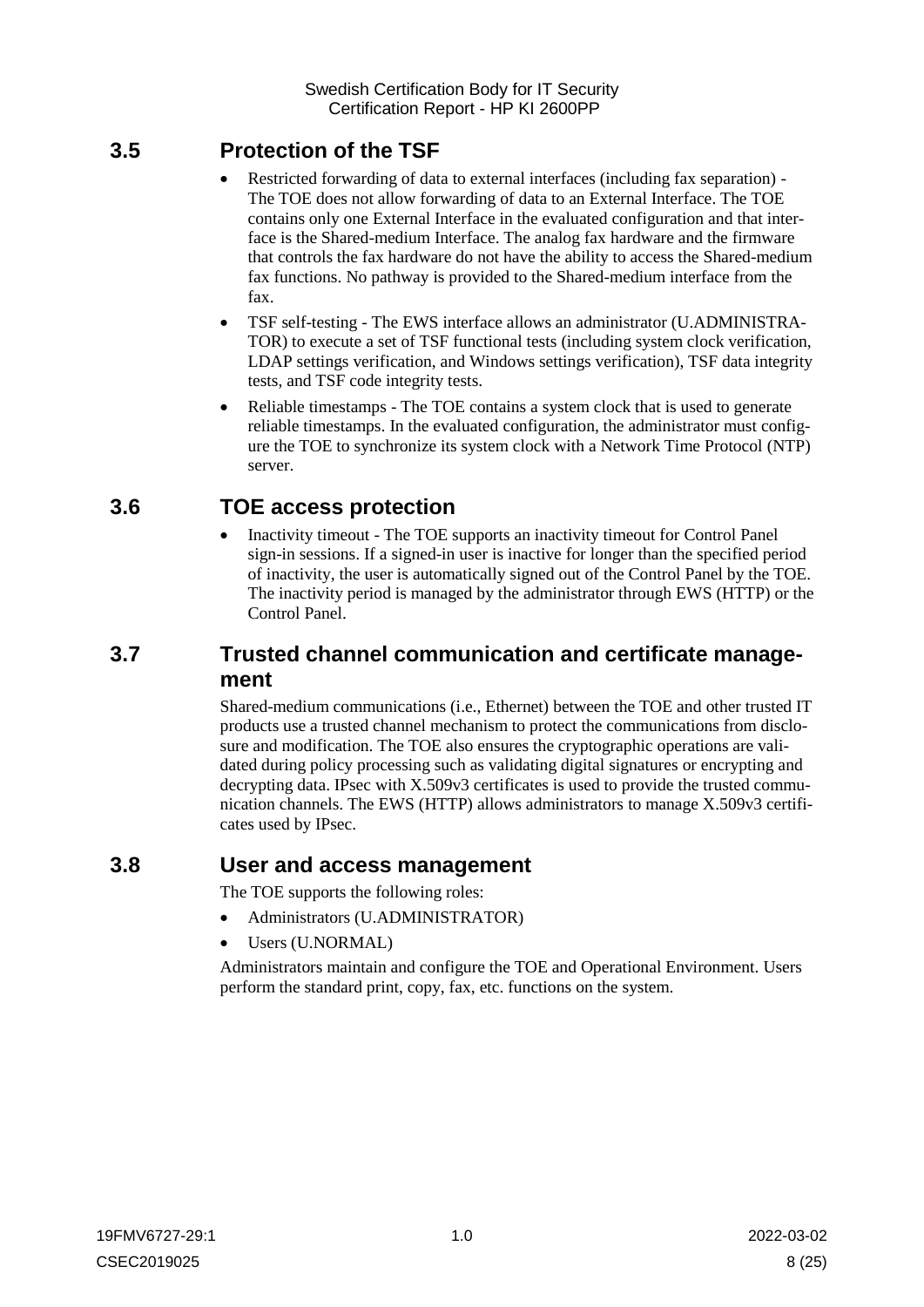## 3.5 Protection of the TSF

- Restricted forwarding of data to external interfaces (including fax separation) - The TOE does not allow forwarding of data to an External Interface. The TOE contains only one External Interface in the evaluated configuration and that interface is the Shared-medium Interface. The analog fax hardware and the firmware that controls the fax hardware do not have the ability to access the Shared-medium fax functions. No pathway is provided to the Shared-medium interface from the fax.
- TSF self-testing - The EWS interface allows an administrator (U.ADMINISTRATOR) to execute a set of TSF functional tests (including system clock verification, LDAP settings verification, and Windows settings verification), TSF data integrity tests, and TSF code integrity tests.
- Reliable timestamps - The TOE contains a system clock that is used to generate reliable timestamps. In the evaluated configuration, the administrator must configure the TOE to synchronize its system clock with a Network Time Protocol (NTP) server.

## 3.6 TOE access protection

- Inactivity timeout - The TOE supports an inactivity timeout for Control Panel sign-in sessions. If a signed-in user is inactive for longer than the specified period of inactivity, the user is automatically signed out of the Control Panel by the TOE. The inactivity period is managed by the administrator through EWS (HTTP) or the Control Panel.

## 3.7 Trusted channel communication and certificate management

Shared-medium communications (i.e., Ethernet) between the TOE and other trusted IT products use a trusted channel mechanism to protect the communications from disclosure and modification. The TOE also ensures the cryptographic operations are validated during policy processing such as validating digital signatures or encrypting and decrypting data. IPsec with X.509v3 certificates is used to provide the trusted communication channels. The EWS (HTTP) allows administrators to manage X.509v3 certificates used by IPsec.

## 3.8 User and access management

The TOE supports the following roles:

- Administrators (U.ADMINISTRATOR)
- Users (U.NORMAL)

Administrators maintain and configure the TOE and Operational Environment. Users perform the standard print, copy, fax, etc. functions on the system.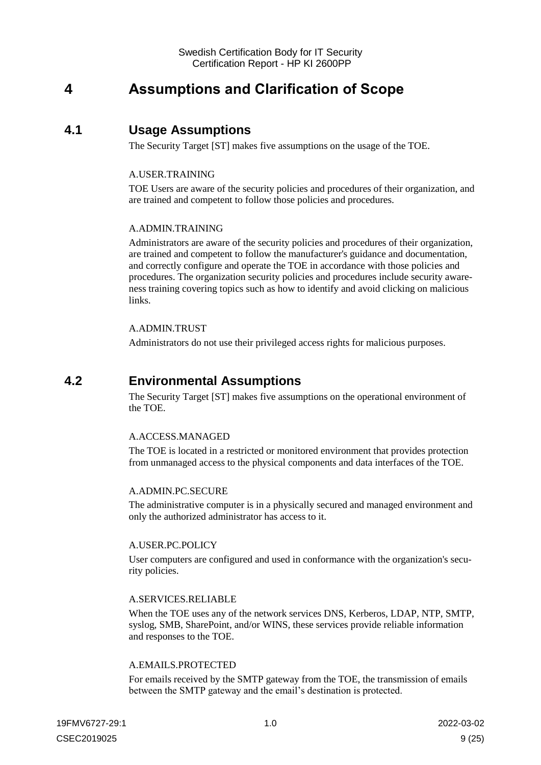# 4 Assumptions and Clarification of Scope

## 4.1 Usage Assumptions

The Security Target [ST] makes five assumptions on the usage of the TOE.

A.USER.TRAINING

TOE Users are aware of the security policies and procedures of their organization, and are trained and competent to follow those policies and procedures.

A.ADMIN.TRAINING

Administrators are aware of the security policies and procedures of their organization, are trained and competent to follow the manufacturer's guidance and documentation, and correctly configure and operate the TOE in accordance with those policies and procedures. The organization security policies and procedures include security awareness training covering topics such as how to identify and avoid clicking on malicious links.

A.ADMIN.TRUST

Administrators do not use their privileged access rights for malicious purposes.

## 4.2 Environmental Assumptions

The Security Target [ST] makes five assumptions on the operational environment of the TOE.

A.ACCESS.MANAGED

The TOE is located in a restricted or monitored environment that provides protection from unmanaged access to the physical components and data interfaces of the TOE.

A.ADMIN.PC.SECURE

The administrative computer is in a physically secured and managed environment and only the authorized administrator has access to it.

A.USER.PC.POLICY

User computers are configured and used in conformance with the organization's security policies.

A.SERVICES.RELIABLE

When the TOE uses any of the network services DNS, Kerberos, LDAP, NTP, SMTP, syslog, SMB, SharePoint, and/or WINS, these services provide reliable information and responses to the TOE.

A.EMAILS.PROTECTED

For emails received by the SMTP gateway from the TOE, the transmission of emails between the SMTP gateway and the email's destination is protected.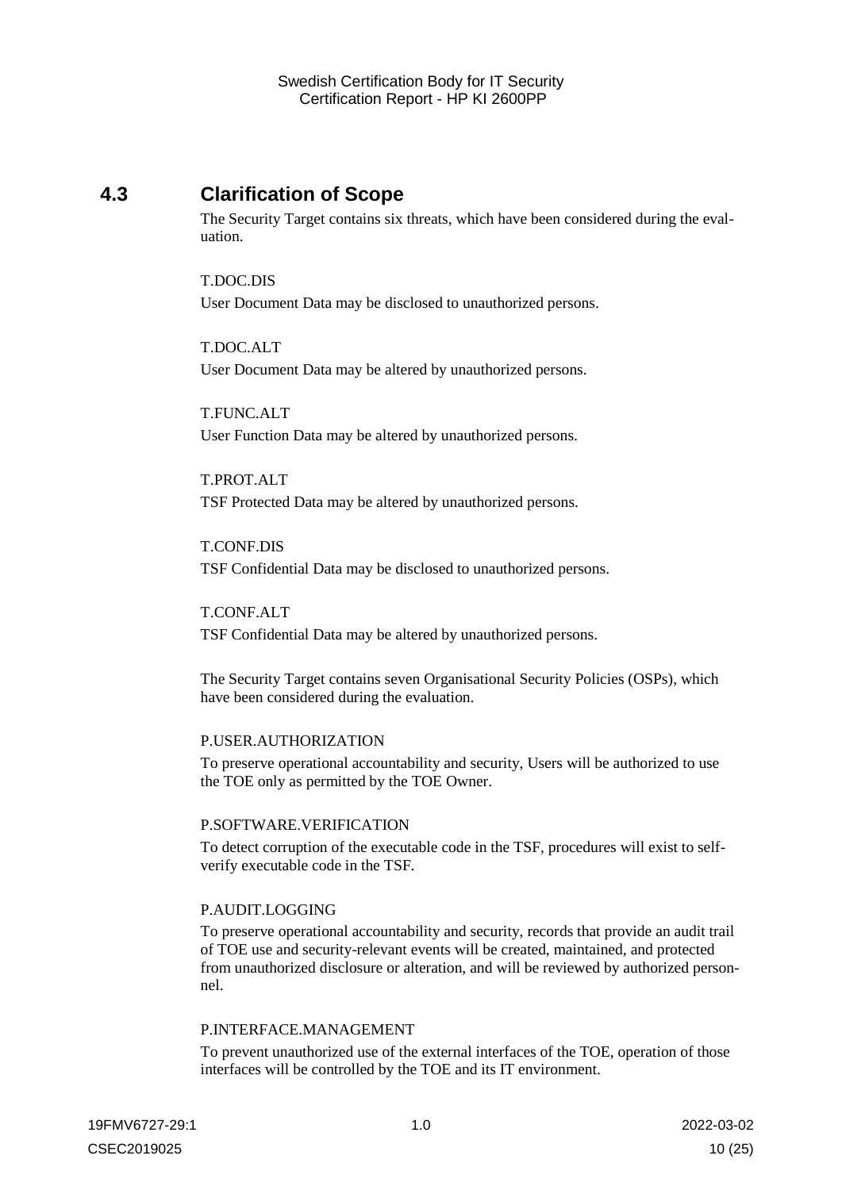## 4.3 Clarification of Scope

The Security Target contains six threats, which have been considered during the evaluation.

T.DOC.DIS

User Document Data may be disclosed to unauthorized persons.

T.DOC.ALT

User Document Data may be altered by unauthorized persons.

T.FUNC.ALT

User Function Data may be altered by unauthorized persons.

T.PROT.ALT

TSF Protected Data may be altered by unauthorized persons.

T.CONF.DIS

TSF Confidential Data may be disclosed to unauthorized persons.

T.CONF.ALT

TSF Confidential Data may be altered by unauthorized persons.

The Security Target contains seven Organisational Security Policies (OSPs), which have been considered during the evaluation.

P.USER.AUTHORIZATION

To preserve operational accountability and security, Users will be authorized to use the TOE only as permitted by the TOE Owner.

P.SOFTWARE.VERIFICATION

To detect corruption of the executable code in the TSF, procedures will exist to self-verify executable code in the TSF.

P.AUDIT.LOGGING

To preserve operational accountability and security, records that provide an audit trail of TOE use and security-relevant events will be created, maintained, and protected from unauthorized disclosure or alteration, and will be reviewed by authorized personnel.

P.INTERFACE.MANAGEMENT

To prevent unauthorized use of the external interfaces of the TOE, operation of those interfaces will be controlled by the TOE and its IT environment.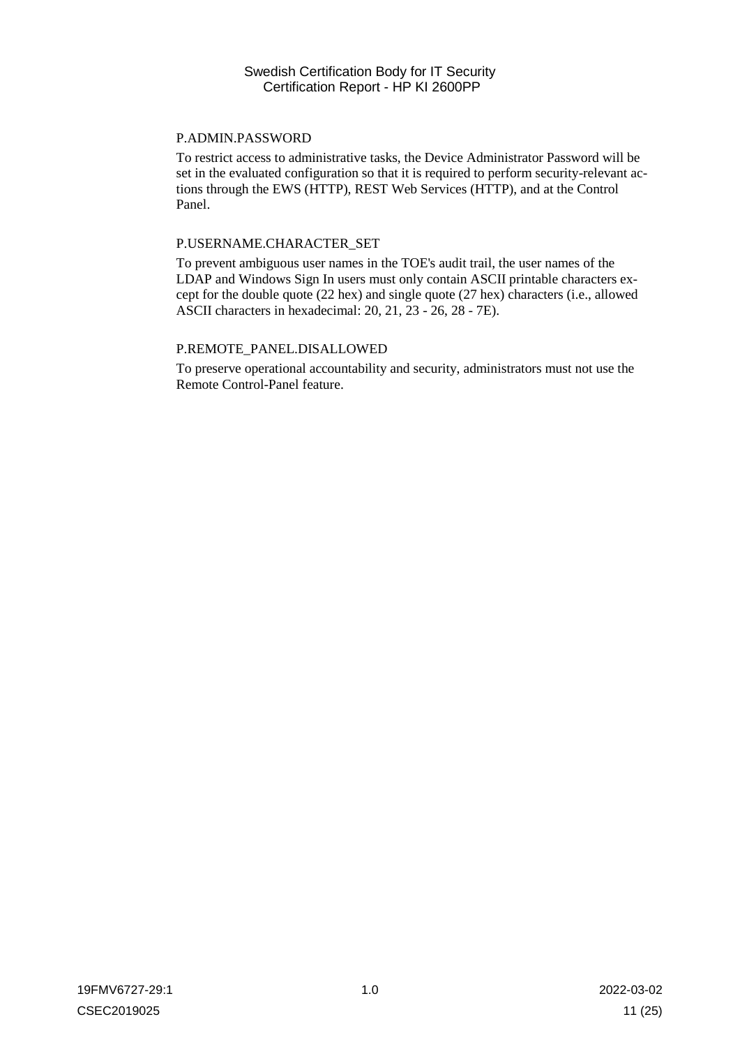P.ADMIN.PASSWORD

To restrict access to administrative tasks, the Device Administrator Password will be set in the evaluated configuration so that it is required to perform security-relevant actions through the EWS (HTTP), REST Web Services (HTTP), and at the Control Panel.

P.USERNAME.CHARACTER_SET

To prevent ambiguous user names in the TOE's audit trail, the user names of the LDAP and Windows Sign In users must only contain ASCII printable characters except for the double quote (22 hex) and single quote (27 hex) characters (i.e., allowed ASCII characters in hexadecimal: 20, 21, 23 - 26, 28 - 7E).

P.REMOTE_PANEL.DISALLOWED

To preserve operational accountability and security, administrators must not use the Remote Control-Panel feature.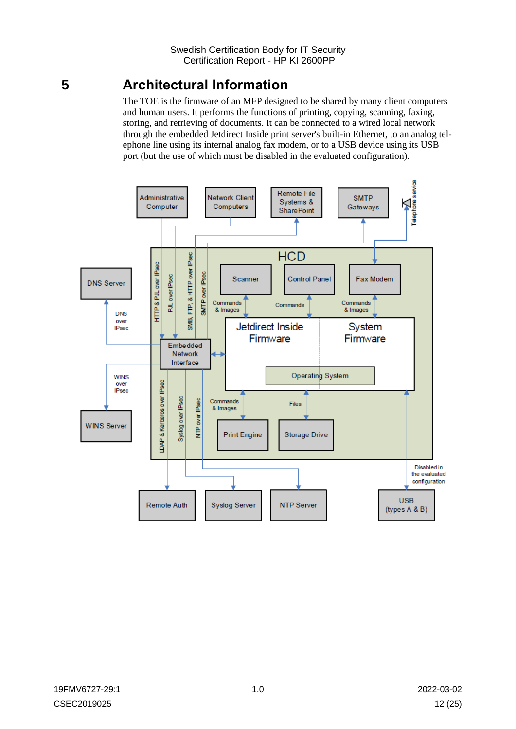# 5 Architectural Information

The TOE is the firmware of an MFP designed to be shared by many client computers and human users. It performs the functions of printing, copying, scanning, faxing, storing, and retrieving of documents. It can be connected to a wired local network through the embedded Jetdirect Inside print server's built-in Ethernet, to an analog telephone line using its internal analog fax modem, or to a USB device using its USB port (but the use of which must be disabled in the evaluated configuration).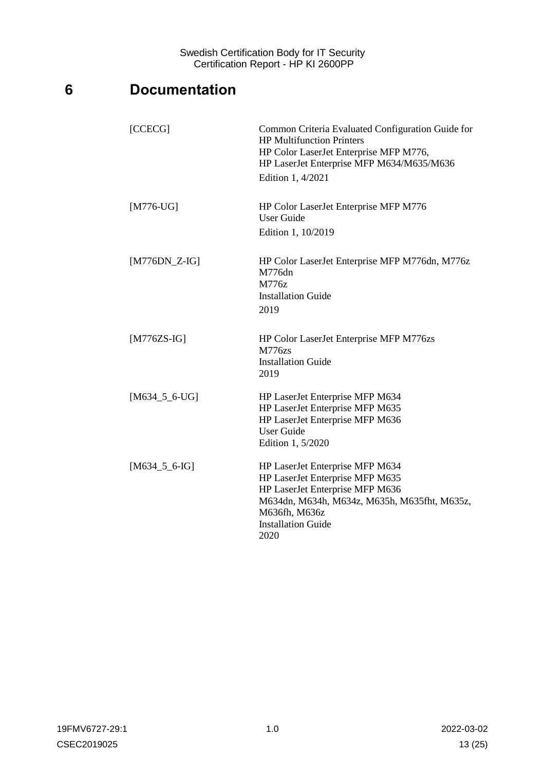# 6 Documentation

| | |
|---|---|
| [CCECG] | Common Criteria Evaluated Configuration Guide for HP Multifunction Printers<br>HP Color LaserJet Enterprise MFP M776,<br>HP LaserJet Enterprise MFP M634/M635/M636<br>Edition 1, 4/2021 |
| [M776-UG] | HP Color LaserJet Enterprise MFP M776<br>User Guide<br>Edition 1, 10/2019 |
| [M776DN_Z-IG] | HP Color LaserJet Enterprise MFP M776dn, M776z<br>M776dn<br>M776z<br>Installation Guide<br>2019 |
| [M776ZS-IG] | HP Color LaserJet Enterprise MFP M776zs<br>M776zs<br>Installation Guide<br>2019 |
| [M634_5_6-UG] | HP LaserJet Enterprise MFP M634<br>HP LaserJet Enterprise MFP M635<br>HP LaserJet Enterprise MFP M636<br>User Guide<br>Edition 1, 5/2020 |
| [M634_5_6-IG] | HP LaserJet Enterprise MFP M634<br>HP LaserJet Enterprise MFP M635<br>HP LaserJet Enterprise MFP M636<br>M634dn, M634h, M634z, M635h, M635fht, M635z, M636fh, M636z<br>Installation Guide<br>2020 |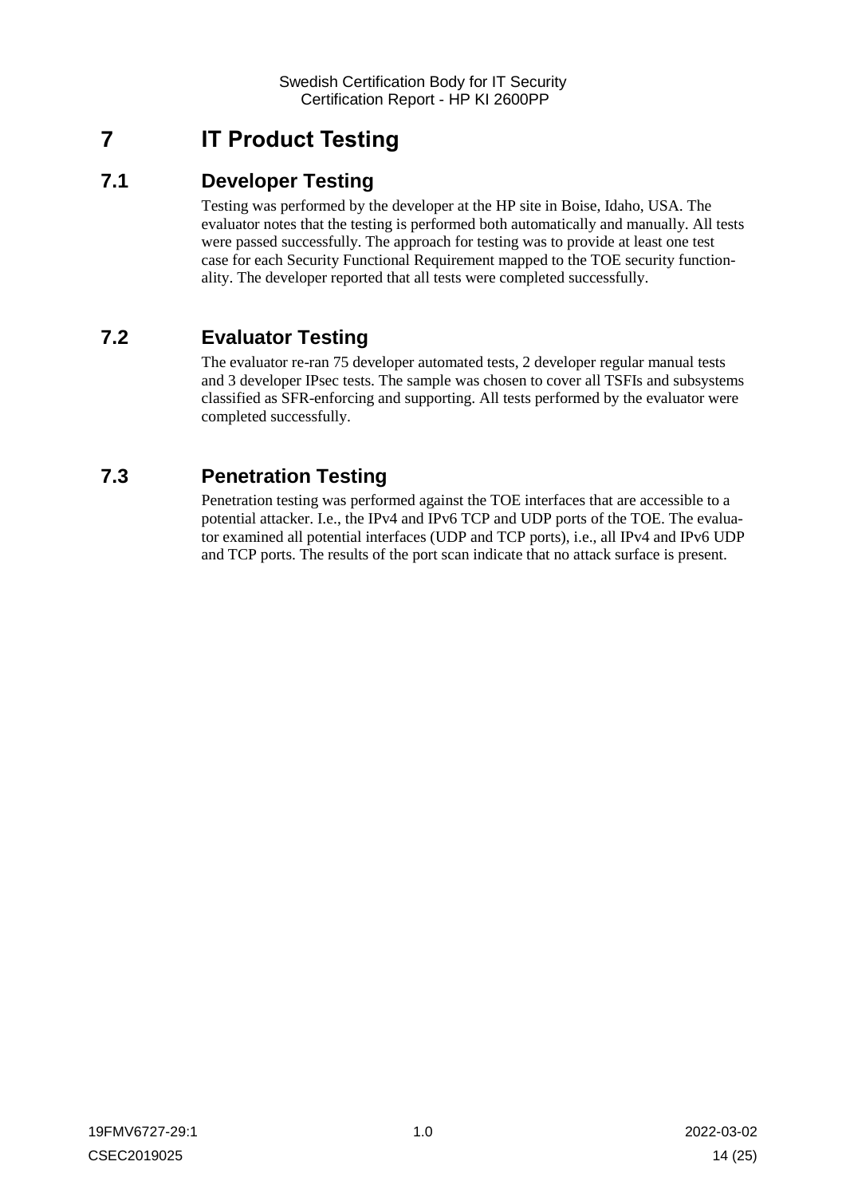# 7 IT Product Testing

## 7.1 Developer Testing

Testing was performed by the developer at the HP site in Boise, Idaho, USA. The evaluator notes that the testing is performed both automatically and manually. All tests were passed successfully. The approach for testing was to provide at least one test case for each Security Functional Requirement mapped to the TOE security functionality. The developer reported that all tests were completed successfully.

## 7.2 Evaluator Testing

The evaluator re-ran 75 developer automated tests, 2 developer regular manual tests and 3 developer IPsec tests. The sample was chosen to cover all TSFIs and subsystems classified as SFR-enforcing and supporting. All tests performed by the evaluator were completed successfully.

## 7.3 Penetration Testing

Penetration testing was performed against the TOE interfaces that are accessible to a potential attacker. I.e., the IPv4 and IPv6 TCP and UDP ports of the TOE. The evaluator examined all potential interfaces (UDP and TCP ports), i.e., all IPv4 and IPv6 UDP and TCP ports. The results of the port scan indicate that no attack surface is present.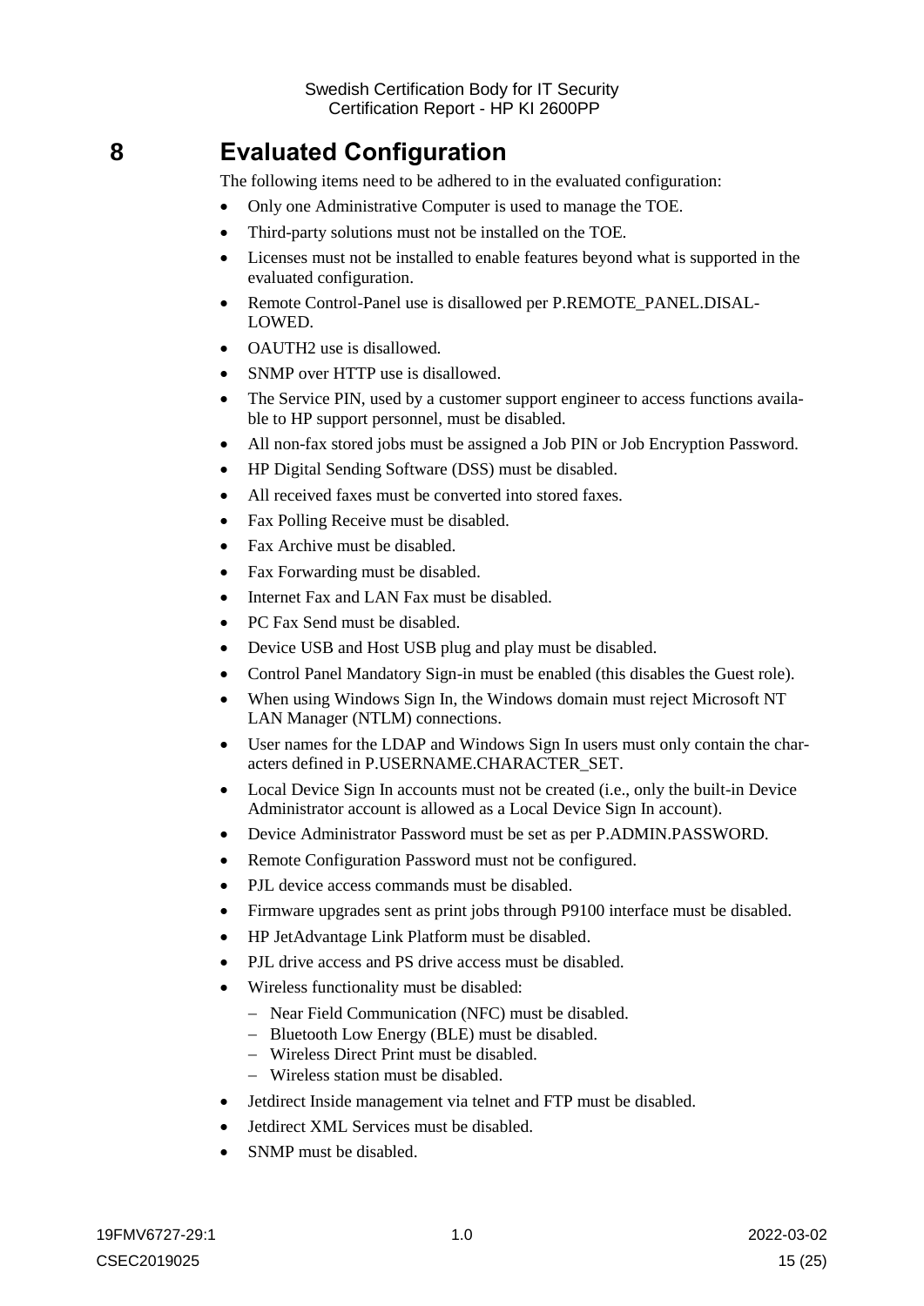# 8 Evaluated Configuration

The following items need to be adhered to in the evaluated configuration:

- Only one Administrative Computer is used to manage the TOE.
- Third-party solutions must not be installed on the TOE.
- Licenses must not be installed to enable features beyond what is supported in the evaluated configuration.
- Remote Control-Panel use is disallowed per P.REMOTE_PANEL.DISALLOWED.
- OAUTH2 use is disallowed.
- SNMP over HTTP use is disallowed.
- The Service PIN, used by a customer support engineer to access functions available to HP support personnel, must be disabled.
- All non-fax stored jobs must be assigned a Job PIN or Job Encryption Password.
- HP Digital Sending Software (DSS) must be disabled.
- All received faxes must be converted into stored faxes.
- Fax Polling Receive must be disabled.
- Fax Archive must be disabled.
- Fax Forwarding must be disabled.
- Internet Fax and LAN Fax must be disabled.
- PC Fax Send must be disabled.
- Device USB and Host USB plug and play must be disabled.
- Control Panel Mandatory Sign-in must be enabled (this disables the Guest role).
- When using Windows Sign In, the Windows domain must reject Microsoft NT LAN Manager (NTLM) connections.
- User names for the LDAP and Windows Sign In users must only contain the characters defined in P.USERNAME.CHARACTER_SET.
- Local Device Sign In accounts must not be created (i.e., only the built-in Device Administrator account is allowed as a Local Device Sign In account).
- Device Administrator Password must be set as per P.ADMIN.PASSWORD.
- Remote Configuration Password must not be configured.
- PJL device access commands must be disabled.
- Firmware upgrades sent as print jobs through P9100 interface must be disabled.
- HP JetAdvantage Link Platform must be disabled.
- PJL drive access and PS drive access must be disabled.
- Wireless functionality must be disabled:
  - Near Field Communication (NFC) must be disabled.
  - Bluetooth Low Energy (BLE) must be disabled.
  - Wireless Direct Print must be disabled.
  - Wireless station must be disabled.
- Jetdirect Inside management via telnet and FTP must be disabled.
- Jetdirect XML Services must be disabled.
- SNMP must be disabled.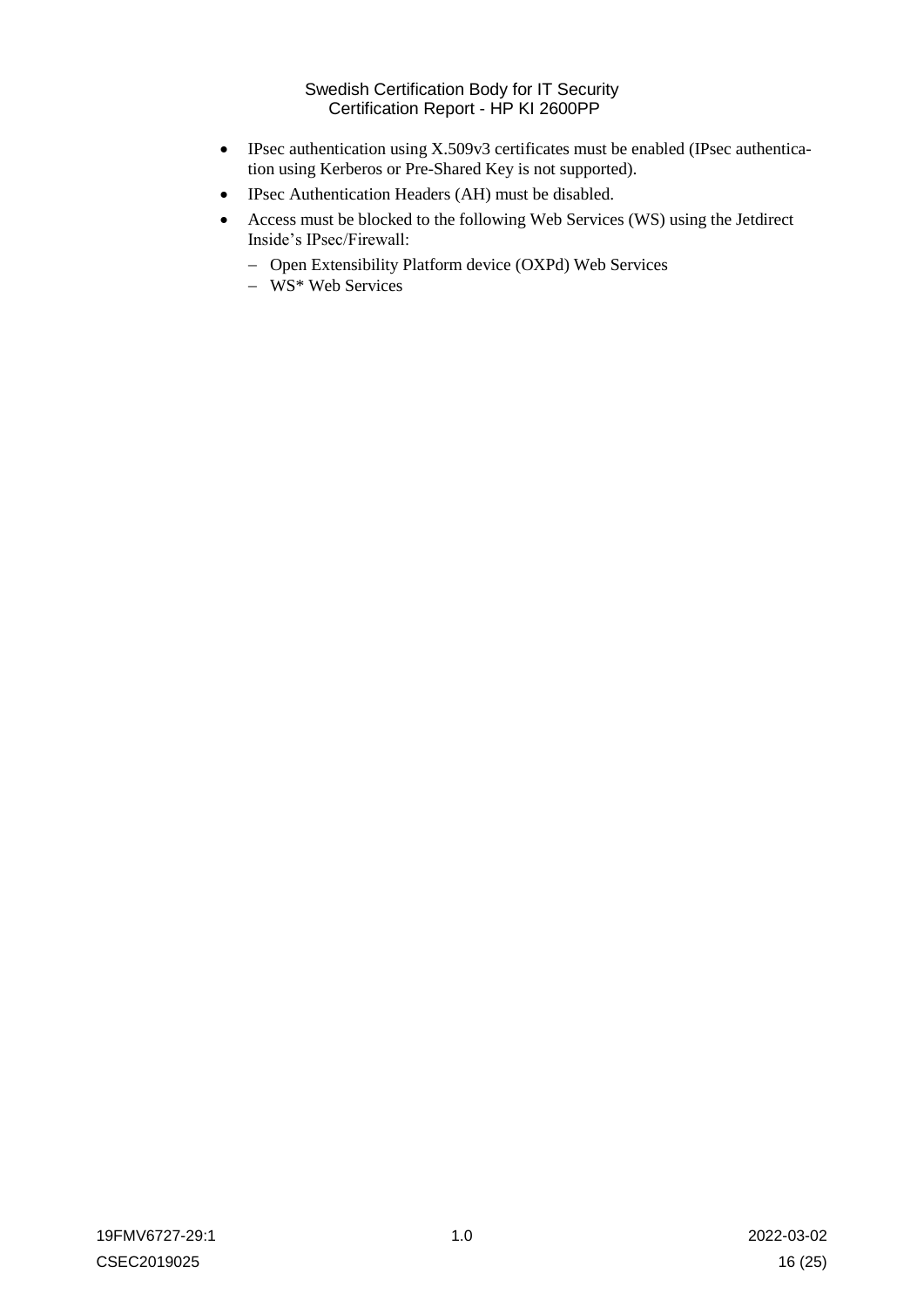- IPsec authentication using X.509v3 certificates must be enabled (IPsec authentication using Kerberos or Pre-Shared Key is not supported).
- IPsec Authentication Headers (AH) must be disabled.
- Access must be blocked to the following Web Services (WS) using the Jetdirect Inside's IPsec/Firewall:
  - Open Extensibility Platform device (OXPd) Web Services
  - WS* Web Services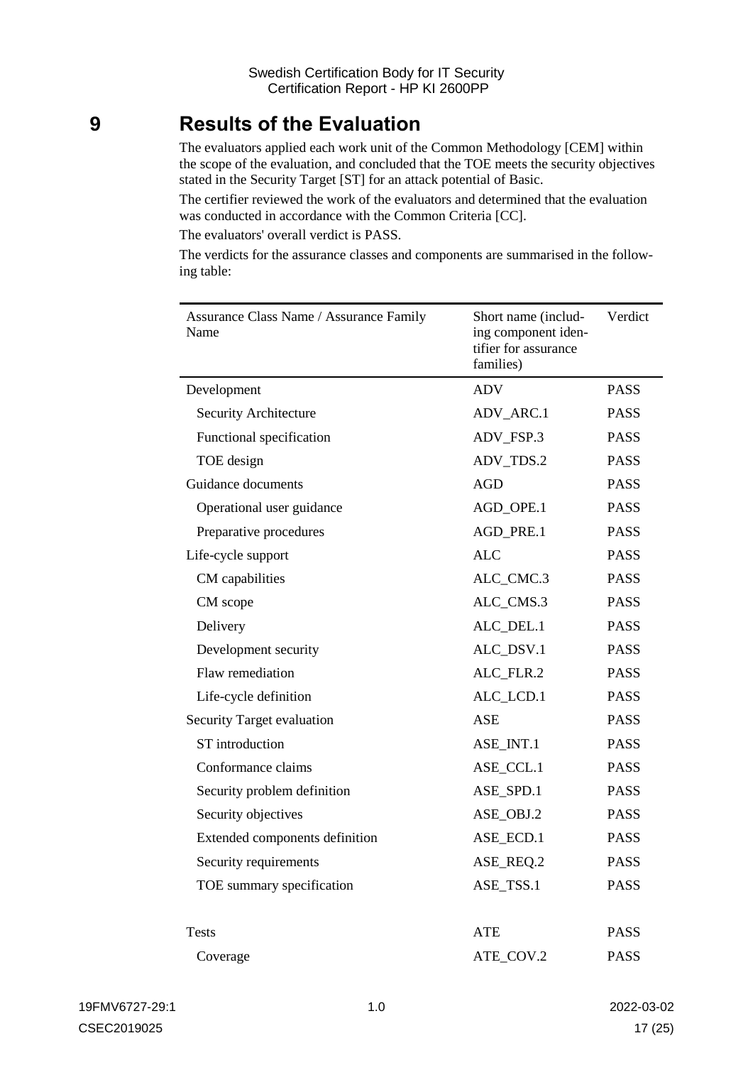# 9 Results of the Evaluation

The evaluators applied each work unit of the Common Methodology [CEM] within the scope of the evaluation, and concluded that the TOE meets the security objectives stated in the Security Target [ST] for an attack potential of Basic.

The certifier reviewed the work of the evaluators and determined that the evaluation was conducted in accordance with the Common Criteria [CC].

The evaluators' overall verdict is PASS.

The verdicts for the assurance classes and components are summarised in the following table:

| Assurance Class Name / Assurance Family Name | Short name (including component identifier for assurance families) | Verdict |
|---|---|---|
| Development | ADV | PASS |
| Security Architecture | ADV_ARC.1 | PASS |
| Functional specification | ADV_FSP.3 | PASS |
| TOE design | ADV_TDS.2 | PASS |
| Guidance documents | AGD | PASS |
| Operational user guidance | AGD_OPE.1 | PASS |
| Preparative procedures | AGD_PRE.1 | PASS |
| Life-cycle support | ALC | PASS |
| CM capabilities | ALC_CMC.3 | PASS |
| CM scope | ALC_CMS.3 | PASS |
| Delivery | ALC_DEL.1 | PASS |
| Development security | ALC_DSV.1 | PASS |
| Flaw remediation | ALC_FLR.2 | PASS |
| Life-cycle definition | ALC_LCD.1 | PASS |
| Security Target evaluation | ASE | PASS |
| ST introduction | ASE_INT.1 | PASS |
| Conformance claims | ASE_CCL.1 | PASS |
| Security problem definition | ASE_SPD.1 | PASS |
| Security objectives | ASE_OBJ.2 | PASS |
| Extended components definition | ASE_ECD.1 | PASS |
| Security requirements | ASE_REQ.2 | PASS |
| TOE summary specification | ASE_TSS.1 | PASS |
| Tests | ATE | PASS |
| Coverage | ATE_COV.2 | PASS |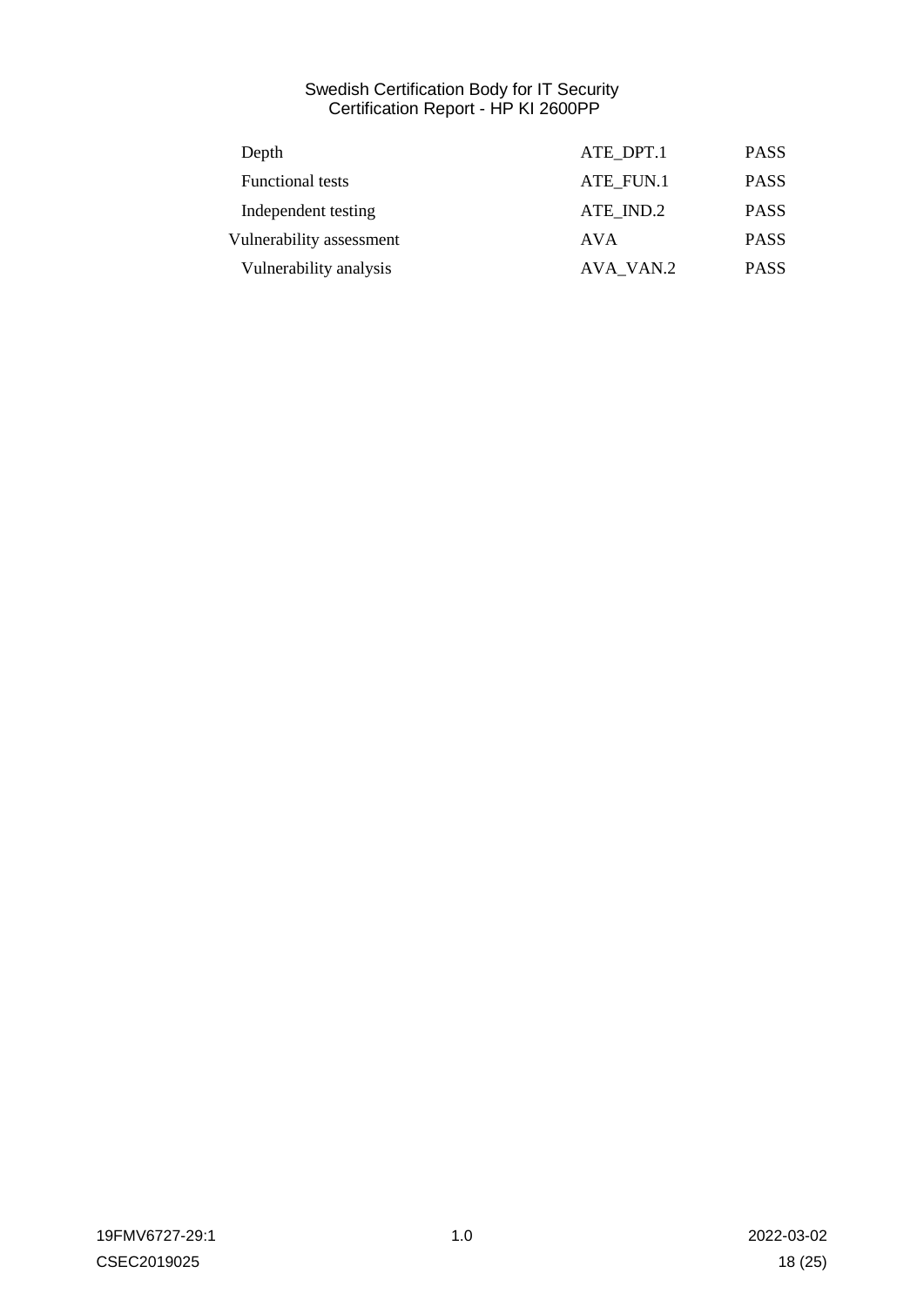| | | |
|---|---|---|
| Depth | ATE_DPT.1 | PASS |
| Functional tests | ATE_FUN.1 | PASS |
| Independent testing | ATE_IND.2 | PASS |
| Vulnerability assessment | AVA | PASS |
| Vulnerability analysis | AVA_VAN.2 | PASS |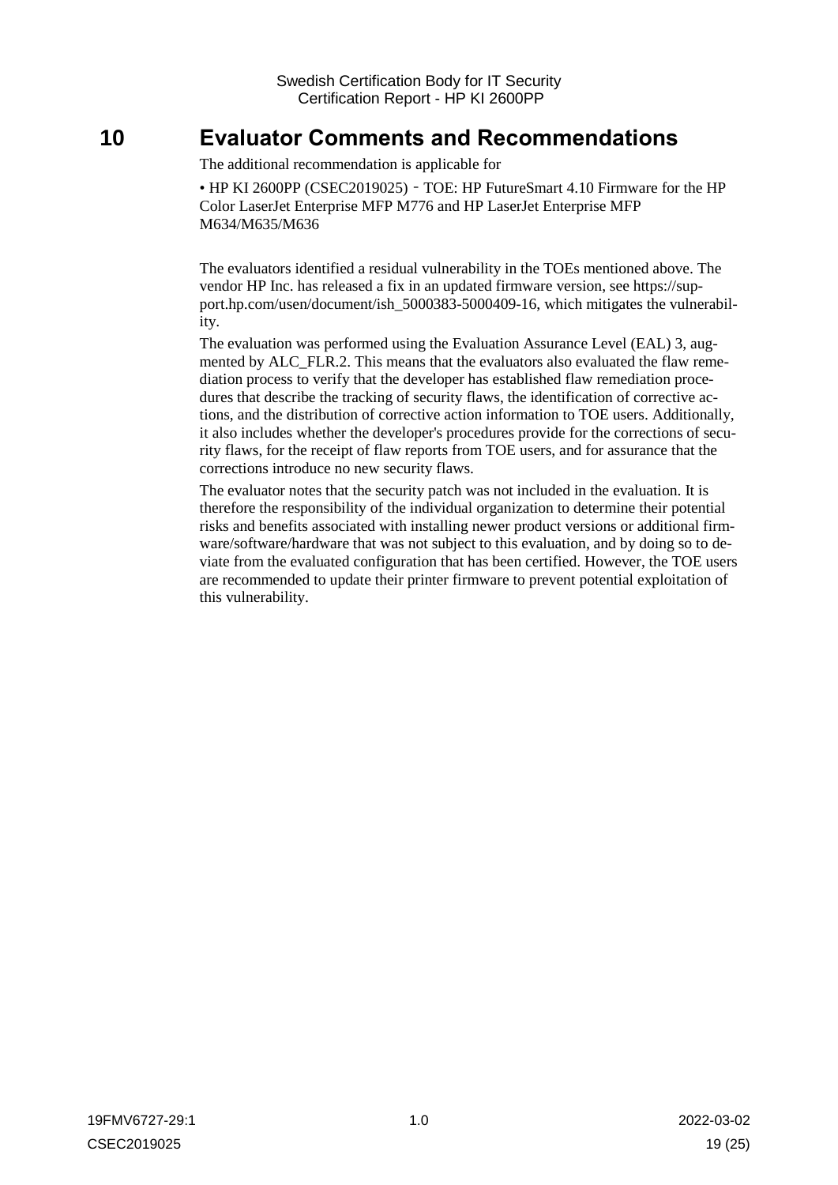# 10 Evaluator Comments and Recommendations

The additional recommendation is applicable for

- HP KI 2600PP (CSEC2019025) ‐ TOE: HP FutureSmart 4.10 Firmware for the HP Color LaserJet Enterprise MFP M776 and HP LaserJet Enterprise MFP M634/M635/M636

The evaluators identified a residual vulnerability in the TOEs mentioned above. The vendor HP Inc. has released a fix in an updated firmware version, see https://support.hp.com/usen/document/ish_5000383-5000409-16, which mitigates the vulnerability.

The evaluation was performed using the Evaluation Assurance Level (EAL) 3, augmented by ALC_FLR.2. This means that the evaluators also evaluated the flaw remediation process to verify that the developer has established flaw remediation procedures that describe the tracking of security flaws, the identification of corrective actions, and the distribution of corrective action information to TOE users. Additionally, it also includes whether the developer's procedures provide for the corrections of security flaws, for the receipt of flaw reports from TOE users, and for assurance that the corrections introduce no new security flaws.

The evaluator notes that the security patch was not included in the evaluation. It is therefore the responsibility of the individual organization to determine their potential risks and benefits associated with installing newer product versions or additional firmware/software/hardware that was not subject to this evaluation, and by doing so to deviate from the evaluated configuration that has been certified. However, the TOE users are recommended to update their printer firmware to prevent potential exploitation of this vulnerability.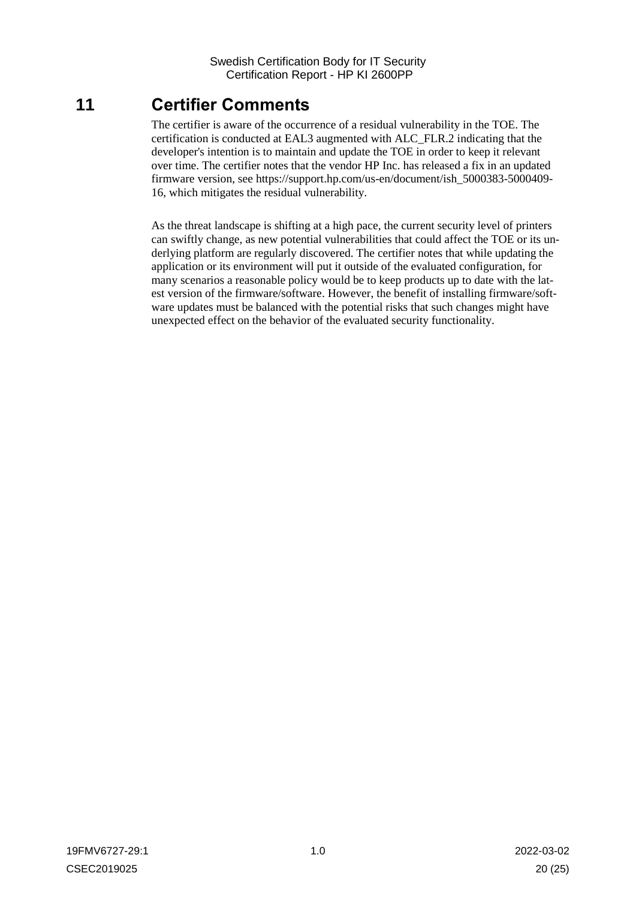# 11 Certifier Comments

The certifier is aware of the occurrence of a residual vulnerability in the TOE. The certification is conducted at EAL3 augmented with ALC_FLR.2 indicating that the developer's intention is to maintain and update the TOE in order to keep it relevant over time. The certifier notes that the vendor HP Inc. has released a fix in an updated firmware version, see https://support.hp.com/us-en/document/ish_5000383-5000409-16, which mitigates the residual vulnerability.

As the threat landscape is shifting at a high pace, the current security level of printers can swiftly change, as new potential vulnerabilities that could affect the TOE or its underlying platform are regularly discovered. The certifier notes that while updating the application or its environment will put it outside of the evaluated configuration, for many scenarios a reasonable policy would be to keep products up to date with the latest version of the firmware/software. However, the benefit of installing firmware/software updates must be balanced with the potential risks that such changes might have unexpected effect on the behavior of the evaluated security functionality.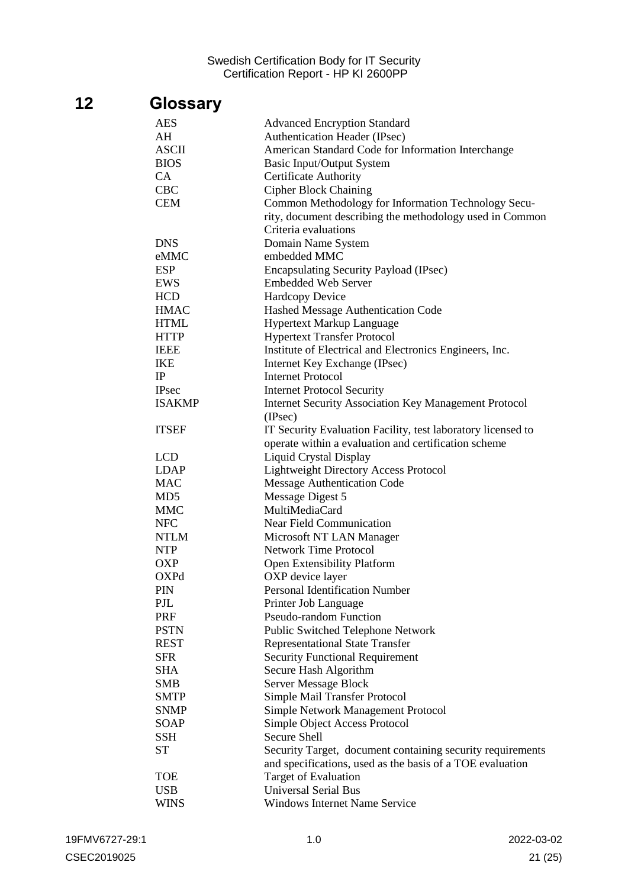# 12 Glossary

| | |
|---|---|
| AES | Advanced Encryption Standard |
| AH | Authentication Header (IPsec) |
| ASCII | American Standard Code for Information Interchange |
| BIOS | Basic Input/Output System |
| CA | Certificate Authority |
| CBC | Cipher Block Chaining |
| CEM | Common Methodology for Information Technology Security, document describing the methodology used in Common Criteria evaluations |
| DNS | Domain Name System |
| eMMC | embedded MMC |
| ESP | Encapsulating Security Payload (IPsec) |
| EWS | Embedded Web Server |
| HCD | Hardcopy Device |
| HMAC | Hashed Message Authentication Code |
| HTML | Hypertext Markup Language |
| HTTP | Hypertext Transfer Protocol |
| IEEE | Institute of Electrical and Electronics Engineers, Inc. |
| IKE | Internet Key Exchange (IPsec) |
| IP | Internet Protocol |
| IPsec | Internet Protocol Security |
| ISAKMP | Internet Security Association Key Management Protocol (IPsec) |
| ITSEF | IT Security Evaluation Facility, test laboratory licensed to operate within a evaluation and certification scheme |
| LCD | Liquid Crystal Display |
| LDAP | Lightweight Directory Access Protocol |
| MAC | Message Authentication Code |
| MD5 | Message Digest 5 |
| MMC | MultiMediaCard |
| NFC | Near Field Communication |
| NTLM | Microsoft NT LAN Manager |
| NTP | Network Time Protocol |
| OXP | Open Extensibility Platform |
| OXPd | OXP device layer |
| PIN | Personal Identification Number |
| PJL | Printer Job Language |
| PRF | Pseudo-random Function |
| PSTN | Public Switched Telephone Network |
| REST | Representational State Transfer |
| SFR | Security Functional Requirement |
| SHA | Secure Hash Algorithm |
| SMB | Server Message Block |
| SMTP | Simple Mail Transfer Protocol |
| SNMP | Simple Network Management Protocol |
| SOAP | Simple Object Access Protocol |
| SSH | Secure Shell |
| ST | Security Target, document containing security requirements and specifications, used as the basis of a TOE evaluation |
| TOE | Target of Evaluation |
| USB | Universal Serial Bus |
| WINS | Windows Internet Name Service |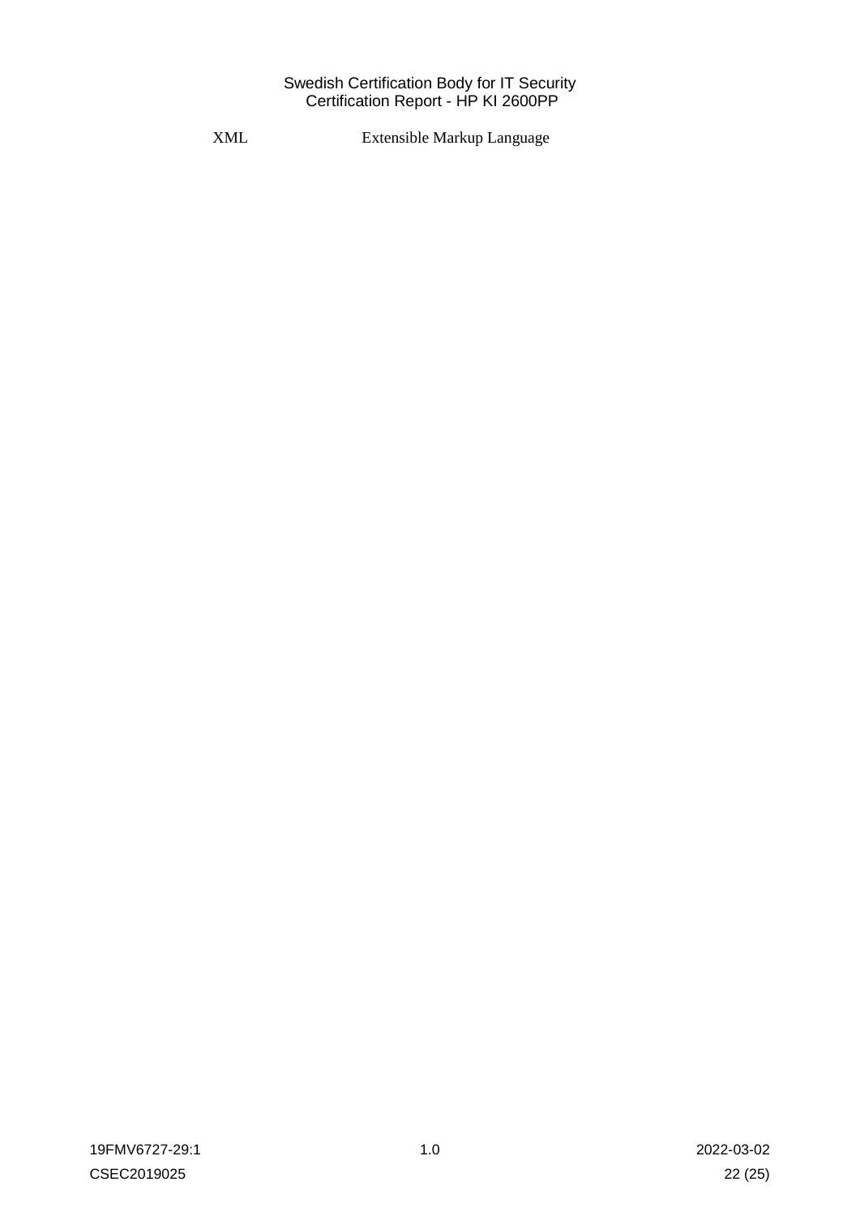| | |
|---|---|
| XML | Extensible Markup Language |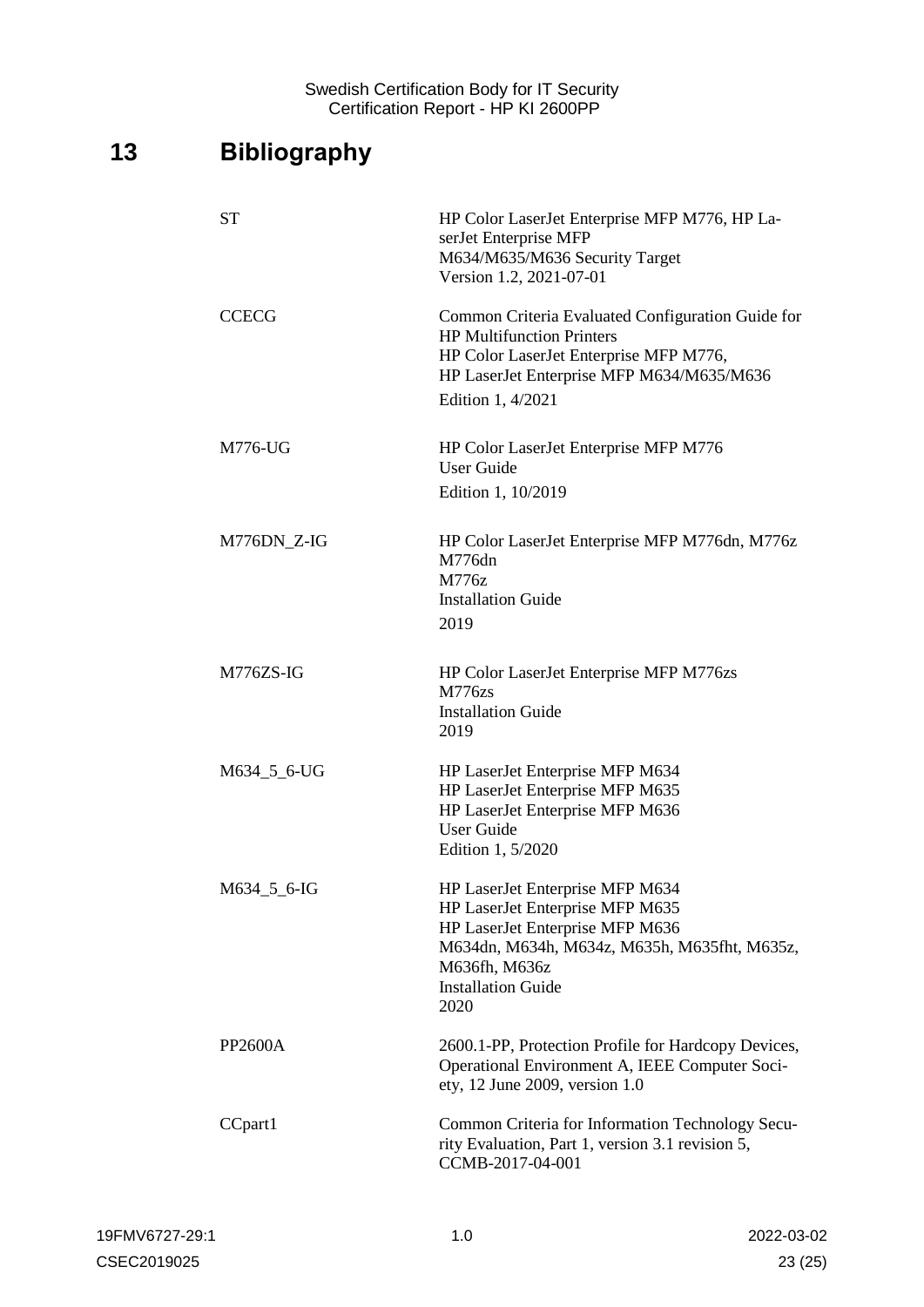# 13 Bibliography

| | |
|---|---|
| ST | HP Color LaserJet Enterprise MFP M776, HP LaserJet Enterprise MFP M634/M635/M636 Security Target Version 1.2, 2021-07-01 |
| CCECG | Common Criteria Evaluated Configuration Guide for HP Multifunction Printers HP Color LaserJet Enterprise MFP M776, HP LaserJet Enterprise MFP M634/M635/M636 Edition 1, 4/2021 |
| M776-UG | HP Color LaserJet Enterprise MFP M776 User Guide Edition 1, 10/2019 |
| M776DN_Z-IG | HP Color LaserJet Enterprise MFP M776dn, M776z M776dn M776z Installation Guide 2019 |
| M776ZS-IG | HP Color LaserJet Enterprise MFP M776zs M776zs Installation Guide 2019 |
| M634_5_6-UG | HP LaserJet Enterprise MFP M634 HP LaserJet Enterprise MFP M635 HP LaserJet Enterprise MFP M636 User Guide Edition 1, 5/2020 |
| M634_5_6-IG | HP LaserJet Enterprise MFP M634 HP LaserJet Enterprise MFP M635 HP LaserJet Enterprise MFP M636 M634dn, M634h, M634z, M635h, M635fht, M635z, M636fh, M636z Installation Guide 2020 |
| PP2600A | 2600.1-PP, Protection Profile for Hardcopy Devices, Operational Environment A, IEEE Computer Society, 12 June 2009, version 1.0 |
| CCpart1 | Common Criteria for Information Technology Security Evaluation, Part 1, version 3.1 revision 5, CCMB-2017-04-001 |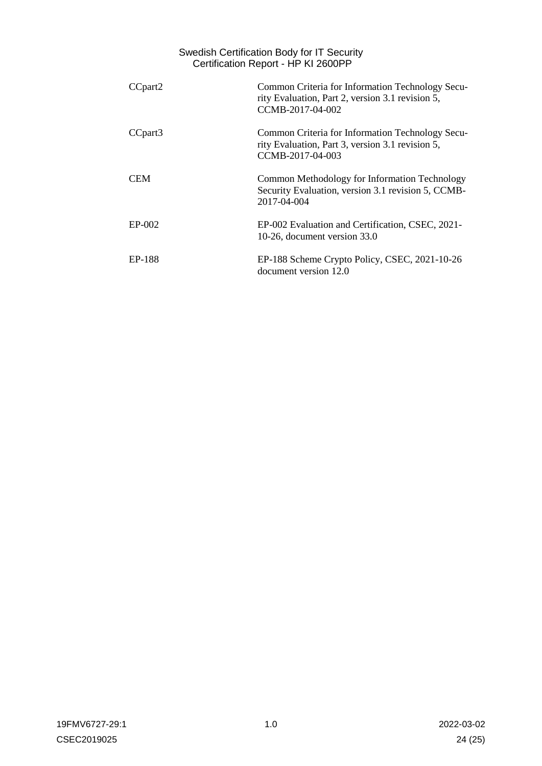| | |
|---|---|
| CCpart2 | Common Criteria for Information Technology Security Evaluation, Part 2, version 3.1 revision 5, CCMB-2017-04-002 |
| CCpart3 | Common Criteria for Information Technology Security Evaluation, Part 3, version 3.1 revision 5, CCMB-2017-04-003 |
| CEM | Common Methodology for Information Technology Security Evaluation, version 3.1 revision 5, CCMB-2017-04-004 |
| EP-002 | EP-002 Evaluation and Certification, CSEC, 2021-10-26, document version 33.0 |
| EP-188 | EP-188 Scheme Crypto Policy, CSEC, 2021-10-26 document version 12.0 |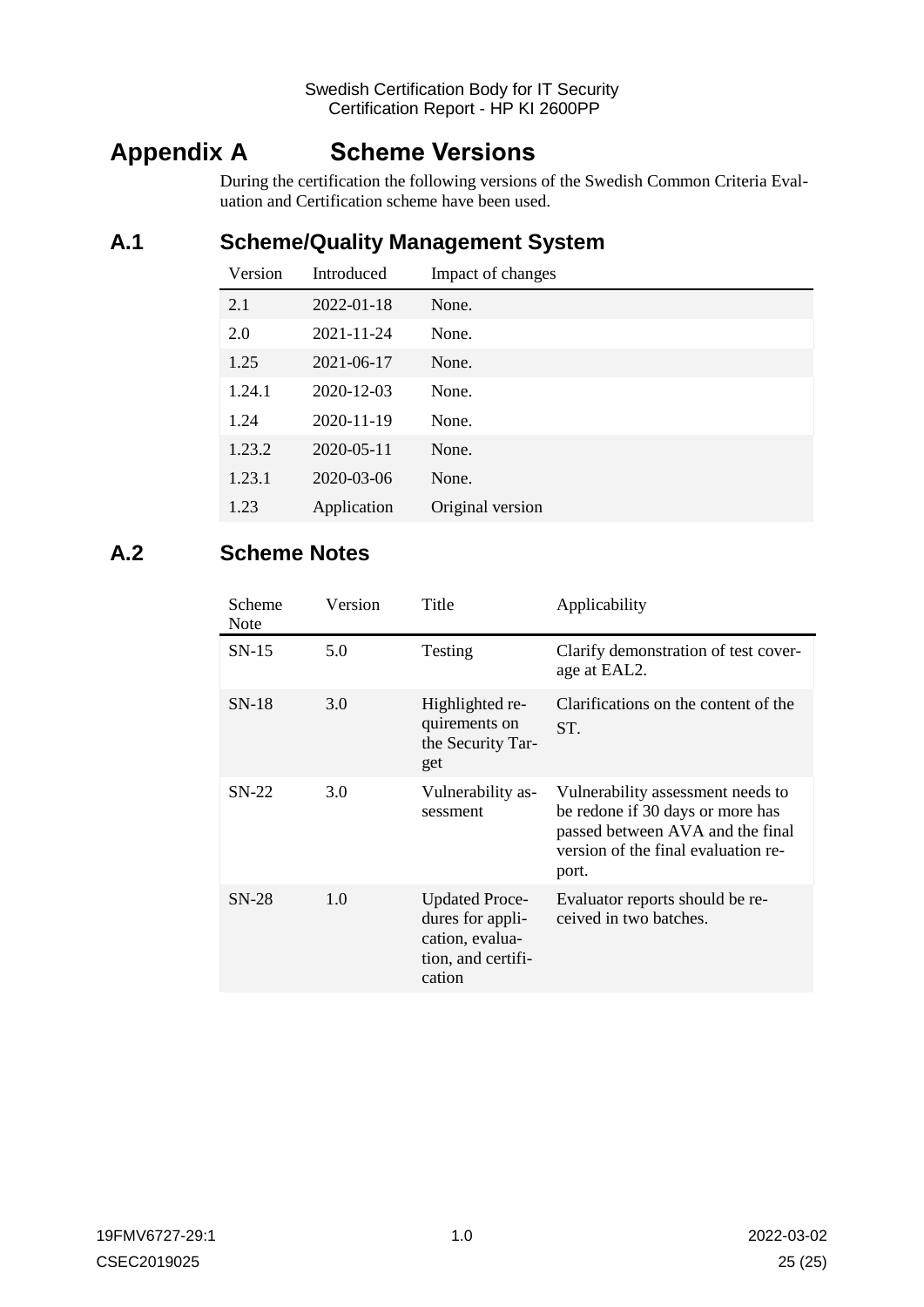# Appendix A Scheme Versions

During the certification the following versions of the Swedish Common Criteria Evaluation and Certification scheme have been used.

## A.1 Scheme/Quality Management System

| Version | Introduced | Impact of changes |
|---|---|---|
| 2.1 | 2022-01-18 | None. |
| 2.0 | 2021-11-24 | None. |
| 1.25 | 2021-06-17 | None. |
| 1.24.1 | 2020-12-03 | None. |
| 1.24 | 2020-11-19 | None. |
| 1.23.2 | 2020-05-11 | None. |
| 1.23.1 | 2020-03-06 | None. |
| 1.23 | Application | Original version |

## A.2 Scheme Notes

| Scheme Note | Version | Title | Applicability |
|---|---|---|---|
| SN-15 | 5.0 | Testing | Clarify demonstration of test coverage at EAL2. |
| SN-18 | 3.0 | Highlighted requirements on the Security Target | Clarifications on the content of the ST. |
| SN-22 | 3.0 | Vulnerability assessment | Vulnerability assessment needs to be redone if 30 days or more has passed between AVA and the final version of the final evaluation report. |
| SN-28 | 1.0 | Updated Procedures for application, evaluation, and certification | Evaluator reports should be received in two batches. |